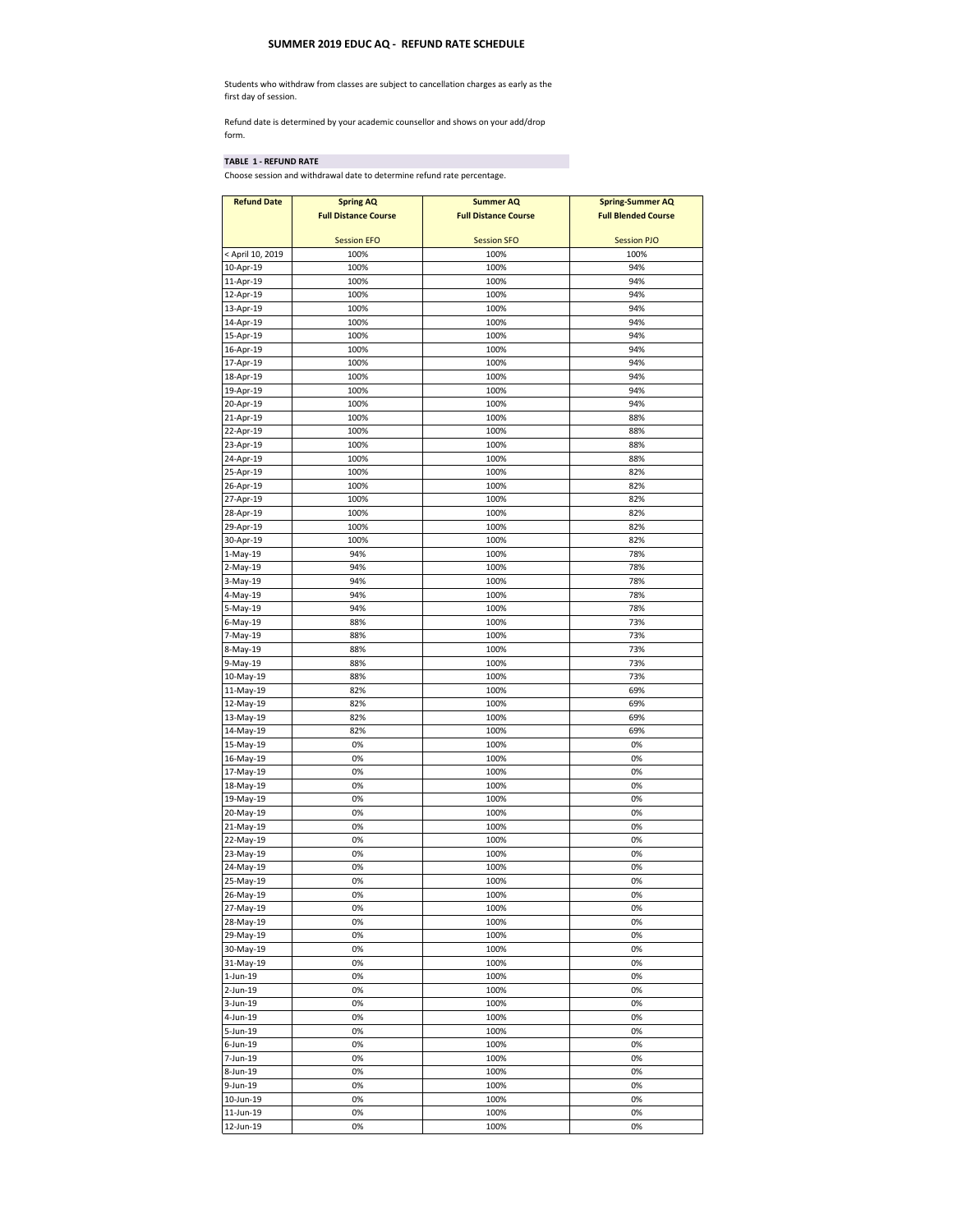# SUMMER 2019 EDUC AQ - REFUND RATE SCHEDULE

Students who withdraw from classes are subject to cancellation charges as early as the first day of session.

Refund date is determined by your academic counsellor and shows on your add/drop form.

**TABLE 1 - REFUND RATE**

Choose session and withdrawal date to determine refund rate percentage.

| Refund Date | Spring AQ Full Distance Course Session EFO | Summer AQ Full Distance Course Session SFO | Spring-Summer AQ Full Blended Course Session PJO |
|---|---|---|---|
| < April 10, 2019 | 100% | 100% | 100% |
| 10-Apr-19 | 100% | 100% | 94% |
| 11-Apr-19 | 100% | 100% | 94% |
| 12-Apr-19 | 100% | 100% | 94% |
| 13-Apr-19 | 100% | 100% | 94% |
| 14-Apr-19 | 100% | 100% | 94% |
| 15-Apr-19 | 100% | 100% | 94% |
| 16-Apr-19 | 100% | 100% | 94% |
| 17-Apr-19 | 100% | 100% | 94% |
| 18-Apr-19 | 100% | 100% | 94% |
| 19-Apr-19 | 100% | 100% | 94% |
| 20-Apr-19 | 100% | 100% | 94% |
| 21-Apr-19 | 100% | 100% | 88% |
| 22-Apr-19 | 100% | 100% | 88% |
| 23-Apr-19 | 100% | 100% | 88% |
| 24-Apr-19 | 100% | 100% | 88% |
| 25-Apr-19 | 100% | 100% | 82% |
| 26-Apr-19 | 100% | 100% | 82% |
| 27-Apr-19 | 100% | 100% | 82% |
| 28-Apr-19 | 100% | 100% | 82% |
| 29-Apr-19 | 100% | 100% | 82% |
| 30-Apr-19 | 100% | 100% | 82% |
| 1-May-19 | 94% | 100% | 78% |
| 2-May-19 | 94% | 100% | 78% |
| 3-May-19 | 94% | 100% | 78% |
| 4-May-19 | 94% | 100% | 78% |
| 5-May-19 | 94% | 100% | 78% |
| 6-May-19 | 88% | 100% | 73% |
| 7-May-19 | 88% | 100% | 73% |
| 8-May-19 | 88% | 100% | 73% |
| 9-May-19 | 88% | 100% | 73% |
| 10-May-19 | 88% | 100% | 73% |
| 11-May-19 | 82% | 100% | 69% |
| 12-May-19 | 82% | 100% | 69% |
| 13-May-19 | 82% | 100% | 69% |
| 14-May-19 | 82% | 100% | 69% |
| 15-May-19 | 0% | 100% | 0% |
| 16-May-19 | 0% | 100% | 0% |
| 17-May-19 | 0% | 100% | 0% |
| 18-May-19 | 0% | 100% | 0% |
| 19-May-19 | 0% | 100% | 0% |
| 20-May-19 | 0% | 100% | 0% |
| 21-May-19 | 0% | 100% | 0% |
| 22-May-19 | 0% | 100% | 0% |
| 23-May-19 | 0% | 100% | 0% |
| 24-May-19 | 0% | 100% | 0% |
| 25-May-19 | 0% | 100% | 0% |
| 26-May-19 | 0% | 100% | 0% |
| 27-May-19 | 0% | 100% | 0% |
| 28-May-19 | 0% | 100% | 0% |
| 29-May-19 | 0% | 100% | 0% |
| 30-May-19 | 0% | 100% | 0% |
| 31-May-19 | 0% | 100% | 0% |
| 1-Jun-19 | 0% | 100% | 0% |
| 2-Jun-19 | 0% | 100% | 0% |
| 3-Jun-19 | 0% | 100% | 0% |
| 4-Jun-19 | 0% | 100% | 0% |
| 5-Jun-19 | 0% | 100% | 0% |
| 6-Jun-19 | 0% | 100% | 0% |
| 7-Jun-19 | 0% | 100% | 0% |
| 8-Jun-19 | 0% | 100% | 0% |
| 9-Jun-19 | 0% | 100% | 0% |
| 10-Jun-19 | 0% | 100% | 0% |
| 11-Jun-19 | 0% | 100% | 0% |
| 12-Jun-19 | 0% | 100% | 0% |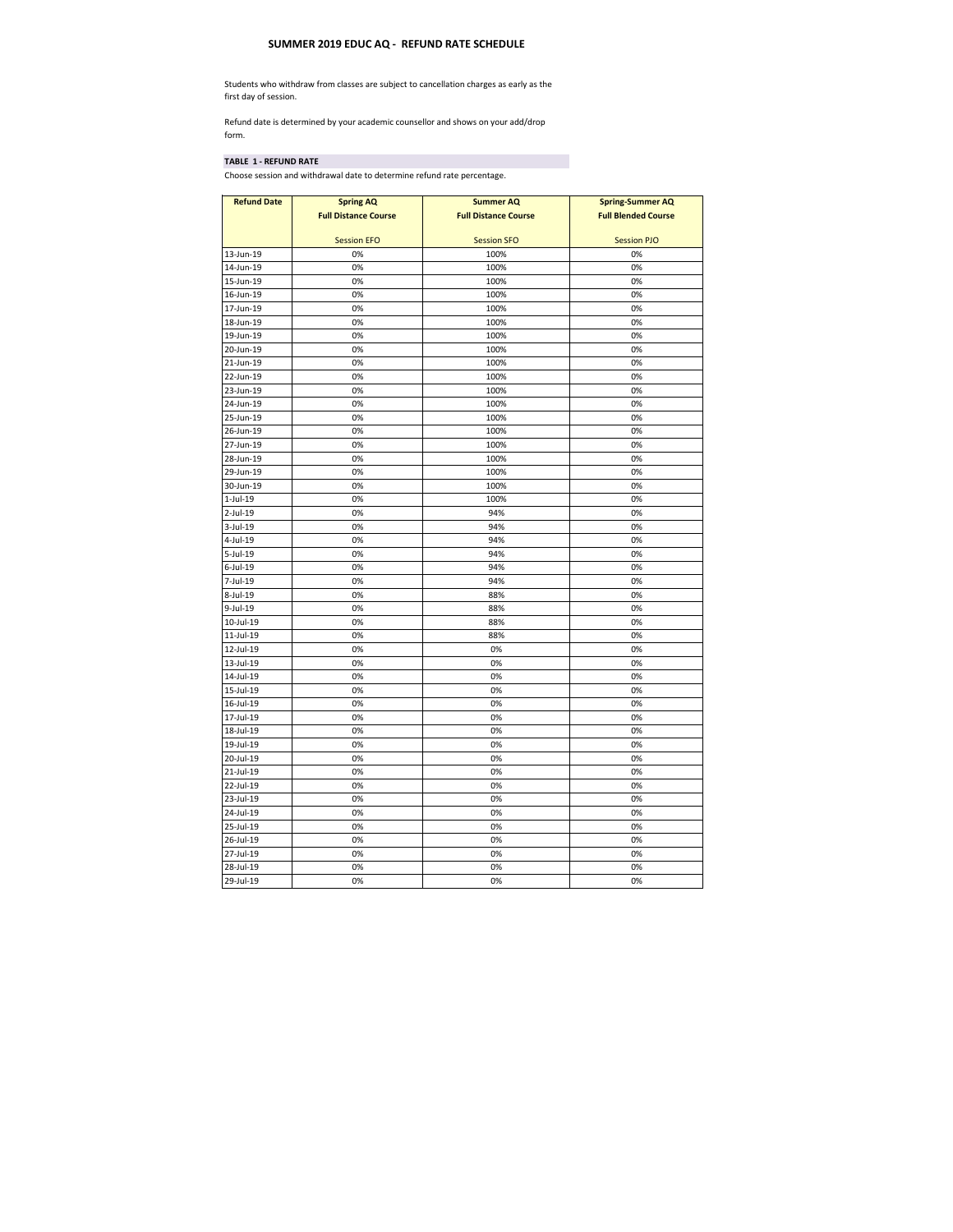# SUMMER 2019 EDUC AQ - REFUND RATE SCHEDULE

Students who withdraw from classes are subject to cancellation charges as early as the first day of session.

Refund date is determined by your academic counsellor and shows on your add/drop form.

**TABLE 1 - REFUND RATE**

Choose session and withdrawal date to determine refund rate percentage.

| Refund Date | Spring AQ<br>Full Distance Course<br><br>Session EFO | Summer AQ<br>Full Distance Course<br><br>Session SFO | Spring-Summer AQ<br>Full Blended Course<br><br>Session PJO |
|---|---|---|---|
| 13-Jun-19 | 0% | 100% | 0% |
| 14-Jun-19 | 0% | 100% | 0% |
| 15-Jun-19 | 0% | 100% | 0% |
| 16-Jun-19 | 0% | 100% | 0% |
| 17-Jun-19 | 0% | 100% | 0% |
| 18-Jun-19 | 0% | 100% | 0% |
| 19-Jun-19 | 0% | 100% | 0% |
| 20-Jun-19 | 0% | 100% | 0% |
| 21-Jun-19 | 0% | 100% | 0% |
| 22-Jun-19 | 0% | 100% | 0% |
| 23-Jun-19 | 0% | 100% | 0% |
| 24-Jun-19 | 0% | 100% | 0% |
| 25-Jun-19 | 0% | 100% | 0% |
| 26-Jun-19 | 0% | 100% | 0% |
| 27-Jun-19 | 0% | 100% | 0% |
| 28-Jun-19 | 0% | 100% | 0% |
| 29-Jun-19 | 0% | 100% | 0% |
| 30-Jun-19 | 0% | 100% | 0% |
| 1-Jul-19 | 0% | 100% | 0% |
| 2-Jul-19 | 0% | 94% | 0% |
| 3-Jul-19 | 0% | 94% | 0% |
| 4-Jul-19 | 0% | 94% | 0% |
| 5-Jul-19 | 0% | 94% | 0% |
| 6-Jul-19 | 0% | 94% | 0% |
| 7-Jul-19 | 0% | 94% | 0% |
| 8-Jul-19 | 0% | 88% | 0% |
| 9-Jul-19 | 0% | 88% | 0% |
| 10-Jul-19 | 0% | 88% | 0% |
| 11-Jul-19 | 0% | 88% | 0% |
| 12-Jul-19 | 0% | 0% | 0% |
| 13-Jul-19 | 0% | 0% | 0% |
| 14-Jul-19 | 0% | 0% | 0% |
| 15-Jul-19 | 0% | 0% | 0% |
| 16-Jul-19 | 0% | 0% | 0% |
| 17-Jul-19 | 0% | 0% | 0% |
| 18-Jul-19 | 0% | 0% | 0% |
| 19-Jul-19 | 0% | 0% | 0% |
| 20-Jul-19 | 0% | 0% | 0% |
| 21-Jul-19 | 0% | 0% | 0% |
| 22-Jul-19 | 0% | 0% | 0% |
| 23-Jul-19 | 0% | 0% | 0% |
| 24-Jul-19 | 0% | 0% | 0% |
| 25-Jul-19 | 0% | 0% | 0% |
| 26-Jul-19 | 0% | 0% | 0% |
| 27-Jul-19 | 0% | 0% | 0% |
| 28-Jul-19 | 0% | 0% | 0% |
| 29-Jul-19 | 0% | 0% | 0% |